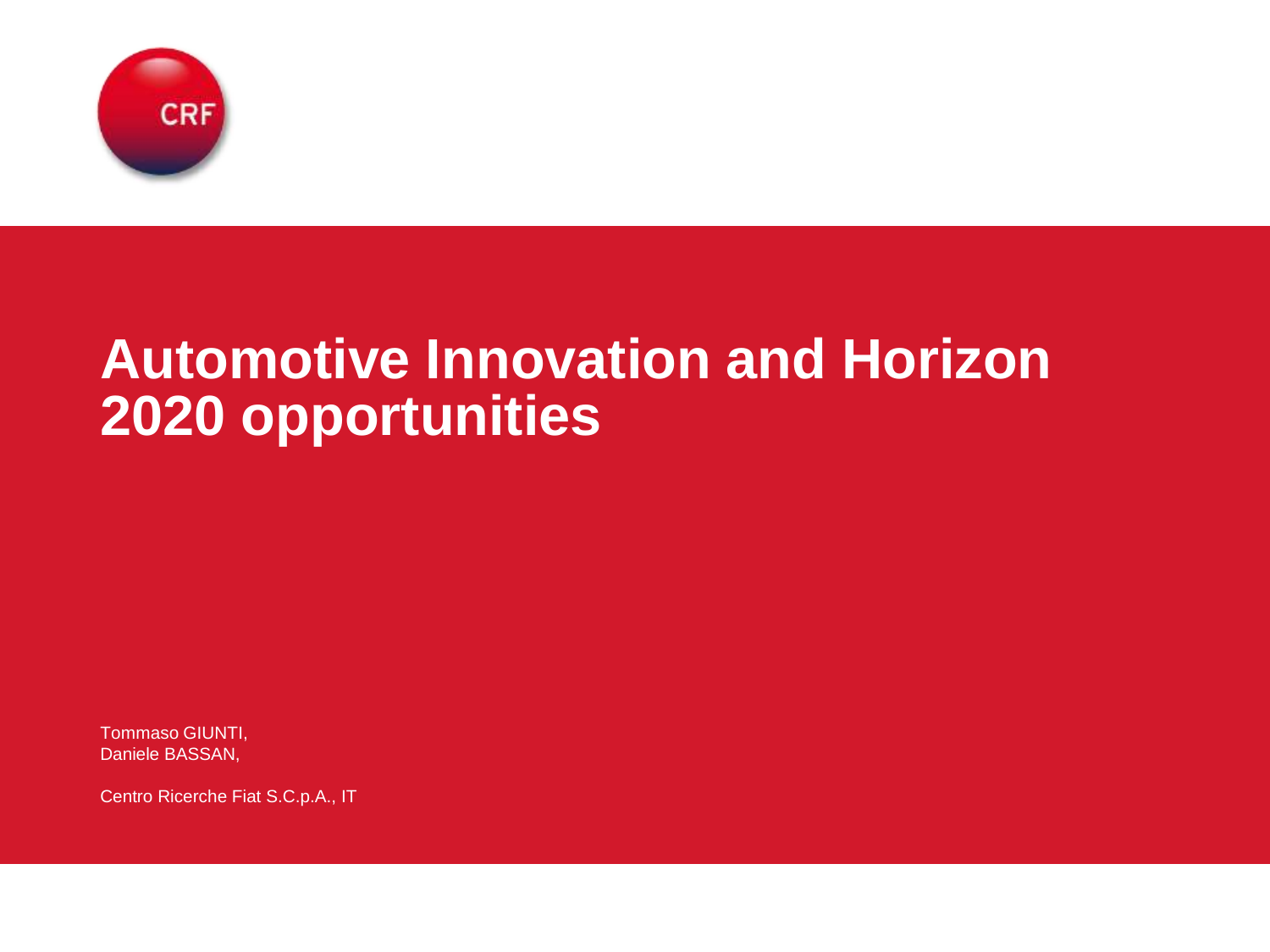CRF

# Automotive Innovation and Horizon 2020 opportunities

Tommaso GIUNTI,
Daniele BASSAN,

Centro Ricerche Fiat S.C.p.A., IT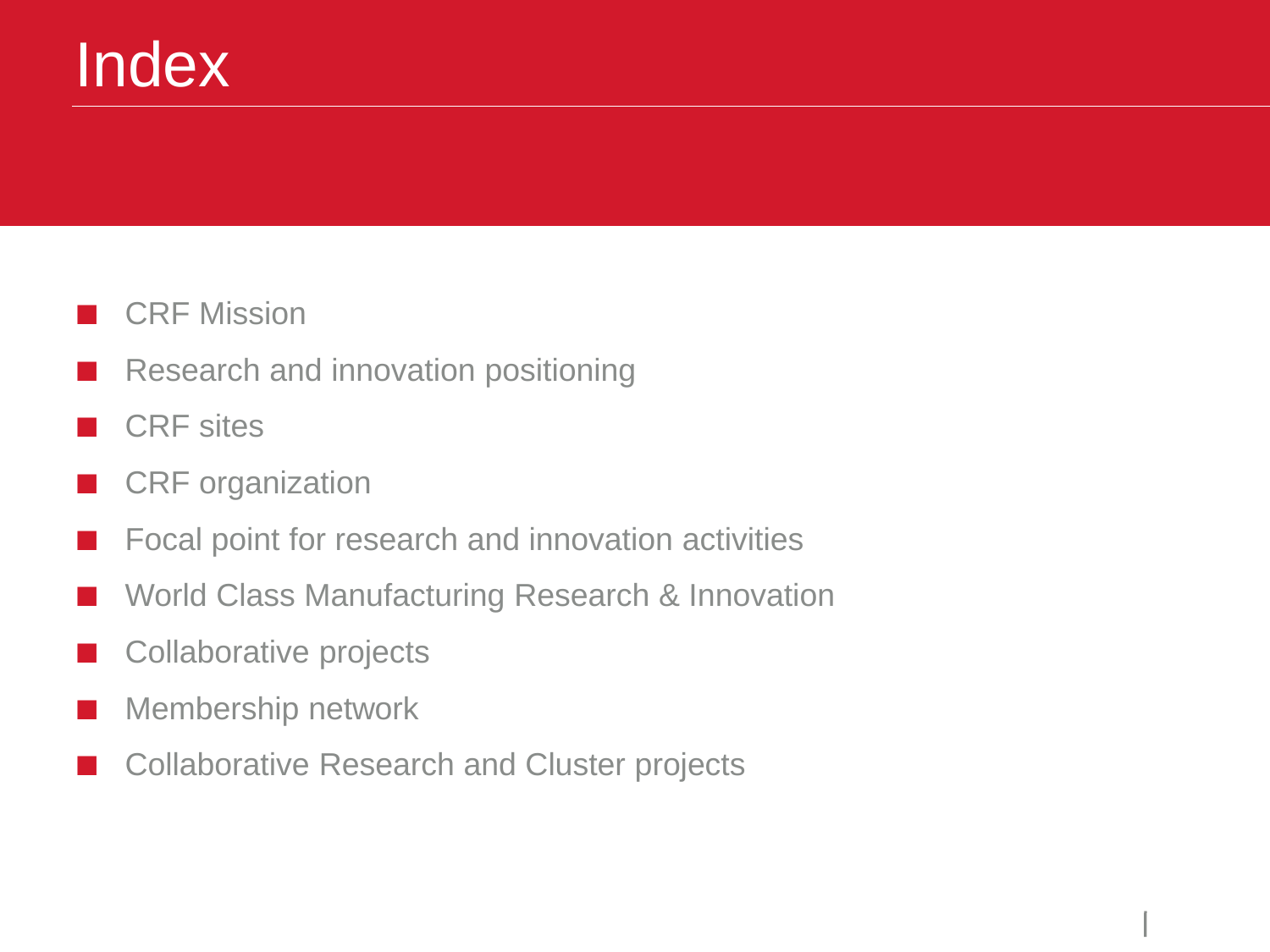# Index

- CRF Mission
- Research and innovation positioning
- CRF sites
- CRF organization
- Focal point for research and innovation activities
- World Class Manufacturing Research & Innovation
- Collaborative projects
- Membership network
- Collaborative Research and Cluster projects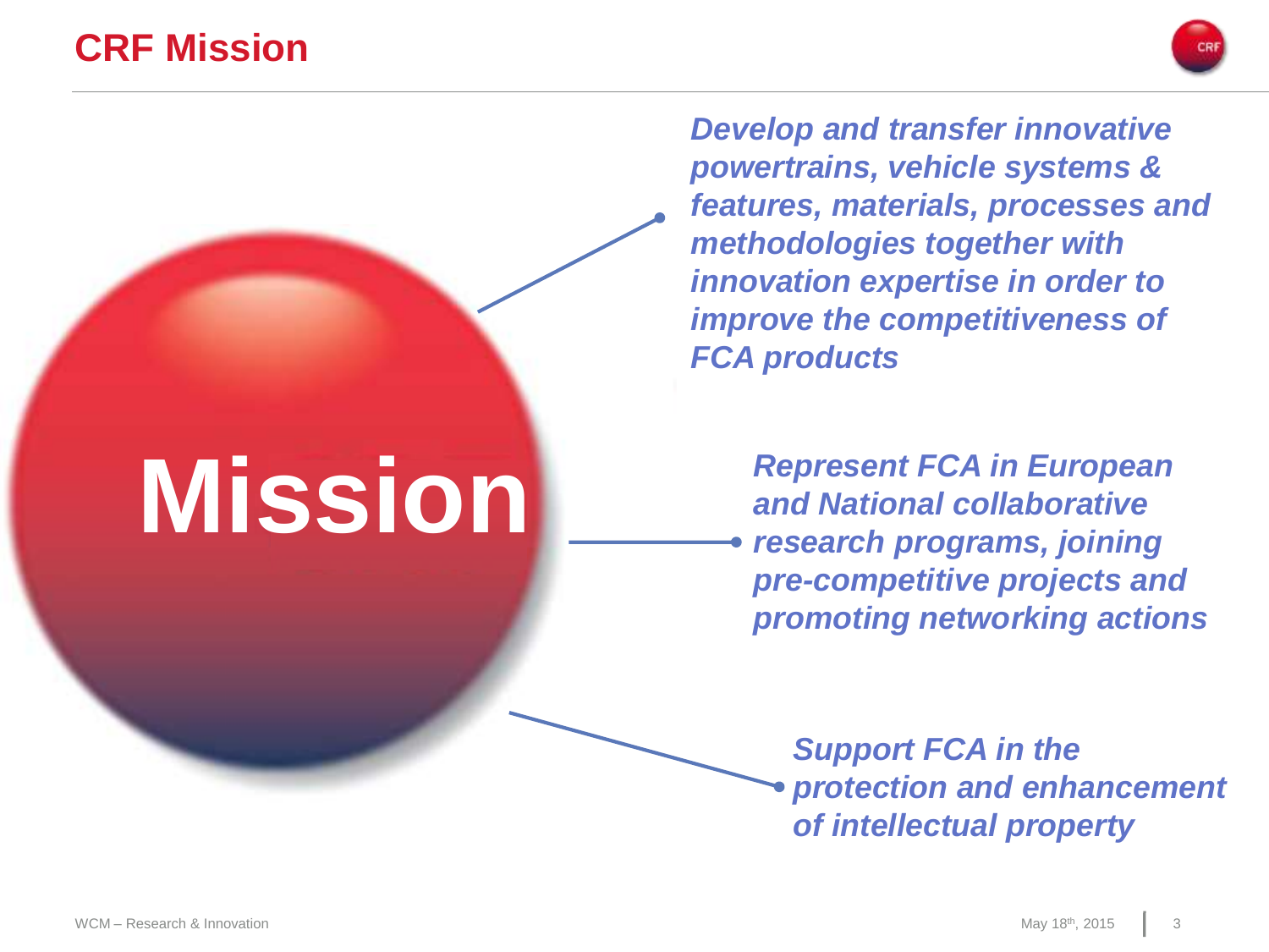# CRF Mission

## Mission

- *Develop and transfer innovative powertrains, vehicle systems & features, materials, processes and methodologies together with innovation expertise in order to improve the competitiveness of FCA products*
- *Represent FCA in European and National collaborative research programs, joining pre-competitive projects and promoting networking actions*
- *Support FCA in the protection and enhancement of intellectual property*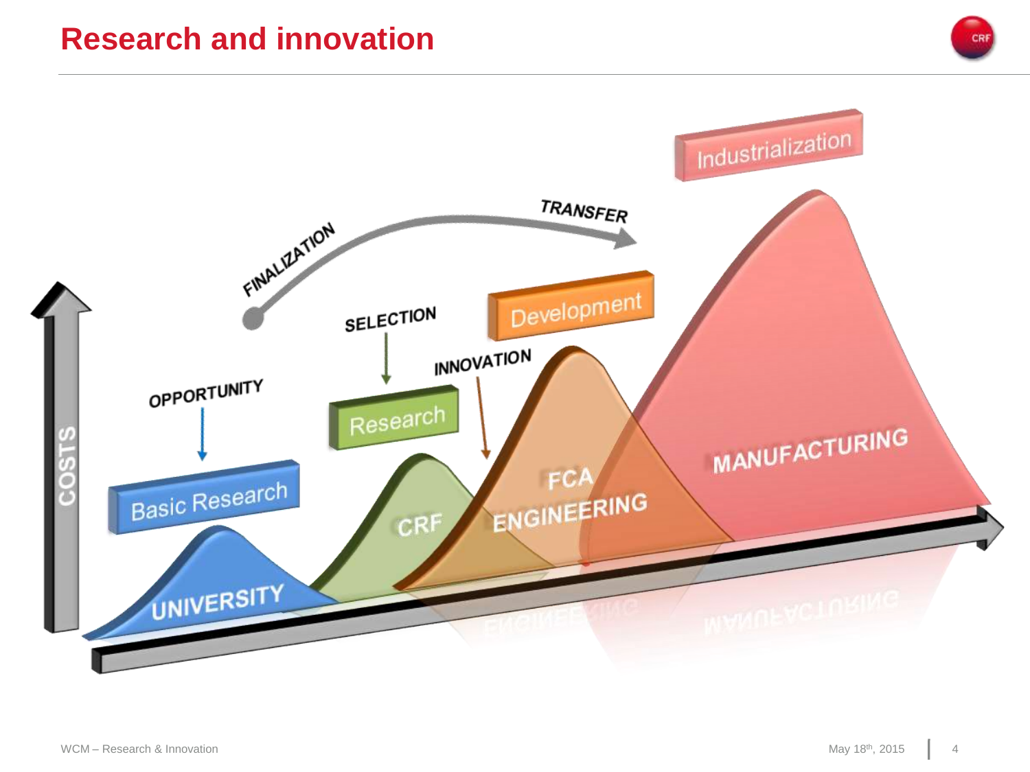# Research and innovation

COSTS

OPPORTUNITY

Basic Research

UNIVERSITY

FINALIZATION

SELECTION

Research

CRF

INNOVATION

TRANSFER

Development

FCA ENGINEERING

Industrialization

MANUFACTURING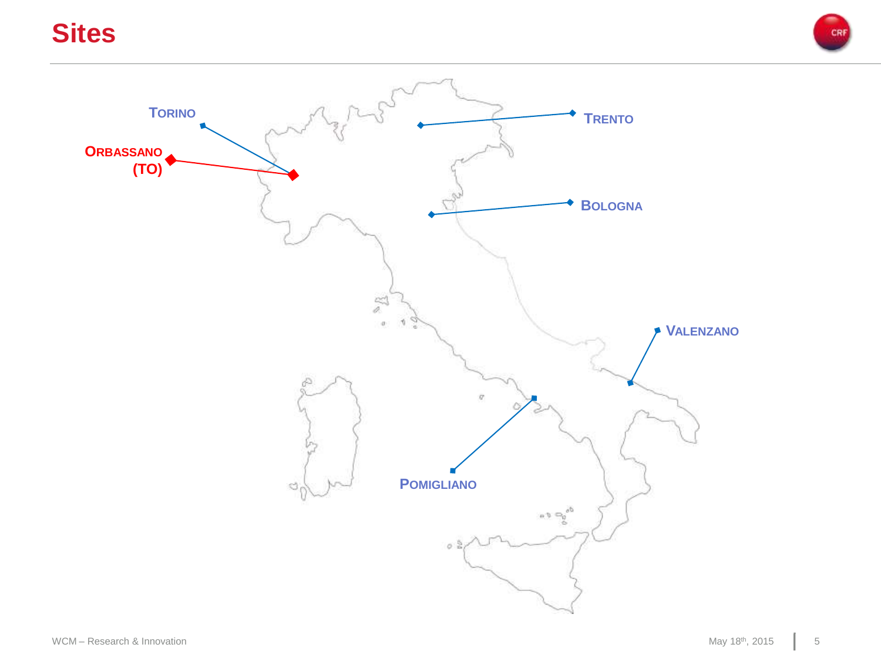# Sites

TORINO

ORBASSANO (TO)

TRENTO

BOLOGNA

VALENZANO

POMIGLIANO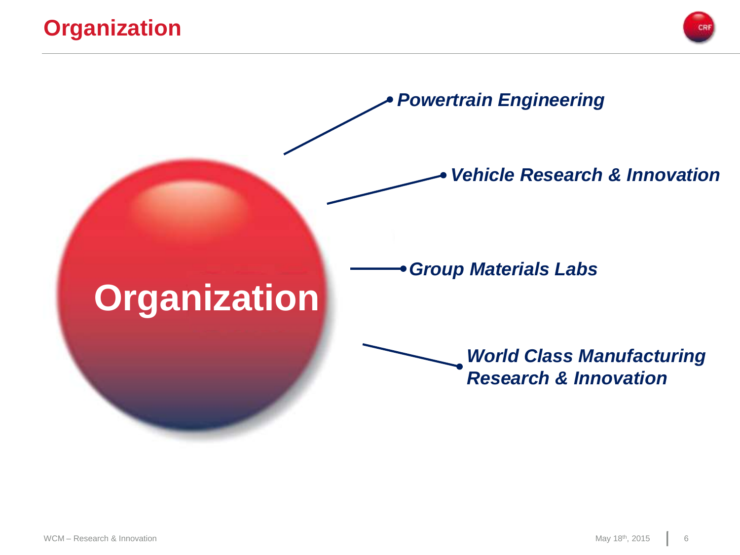# Organization

**Organization**

- ***Powertrain Engineering***
- ***Vehicle Research & Innovation***
- ***Group Materials Labs***
- ***World Class Manufacturing Research & Innovation***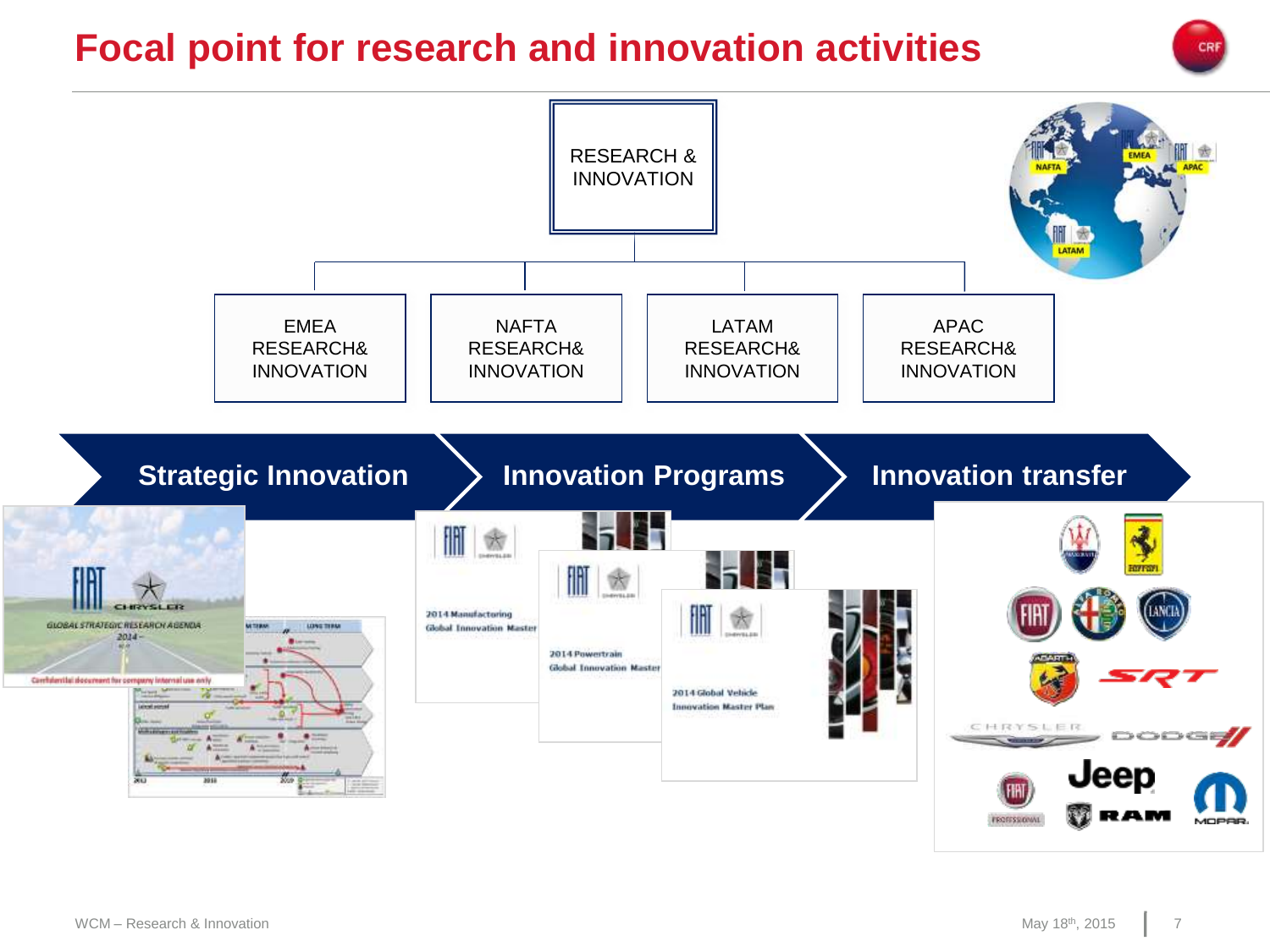# Focal point for research and innovation activities

RESEARCH & INNOVATION

- EMEA RESEARCH& INNOVATION
- NAFTA RESEARCH& INNOVATION
- LATAM RESEARCH& INNOVATION
- APAC RESEARCH& INNOVATION

**Strategic Innovation** → **Innovation Programs** → **Innovation transfer**

GLOBAL STRATEGIC RESEARCH AGENDA 2014 –

Confidential document for company internal use only

2014 Manufacturing Global Innovation Master

2014 Powertrain Global Innovation Master

2014 Global Vehicle Innovation Master Plan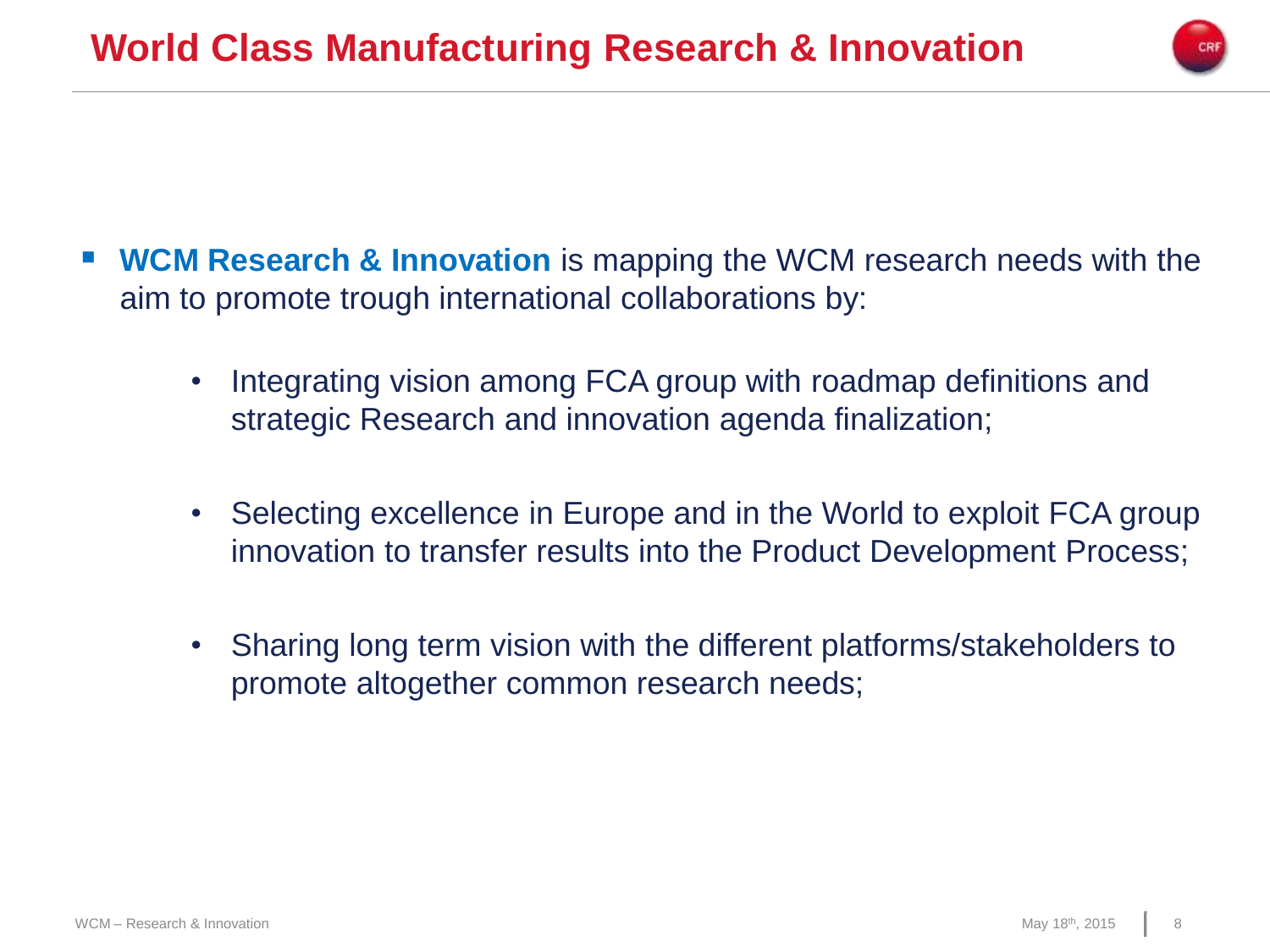# World Class Manufacturing Research & Innovation

- **WCM Research & Innovation** is mapping the WCM research needs with the aim to promote trough international collaborations by:
  - Integrating vision among FCA group with roadmap definitions and strategic Research and innovation agenda finalization;
  - Selecting excellence in Europe and in the World to exploit FCA group innovation to transfer results into the Product Development Process;
  - Sharing long term vision with the different platforms/stakeholders to promote altogether common research needs;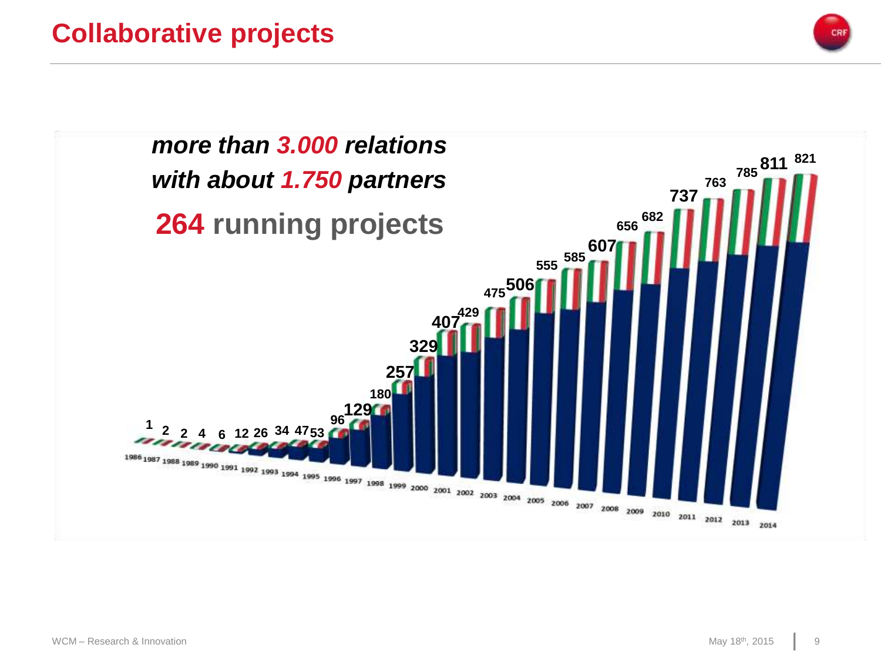# Collaborative projects

***more than 3.000 relations***
***with about 1.750 partners***

**264 running projects**

| Year | 1986 | 1987 | 1988 | 1989 | 1990 | 1991 | 1992 | 1993 | 1994 | 1995 | 1996 | 1997 | 1998 | 1999 | 2000 | 2001 | 2002 | 2003 | 2004 | 2005 | 2006 | 2007 | 2008 | 2009 | 2010 | 2011 | 2012 | 2013 | 2014 |
|---|---|---|---|---|---|---|---|---|---|---|---|---|---|---|---|---|---|---|---|---|---|---|---|---|---|---|---|---|---|
| Projects | 1 | 2 | 2 | 4 | 6 | 12 | 26 | 34 | 47 | 53 | 96 | 129 | 180 | 257 | 329 | 407 | 429 | 475 | 506 | 555 | 585 | 607 | 656 | 682 | 737 | 763 | 785 | 811 | 821 |

WCM – Research & Innovation

May 18th, 2015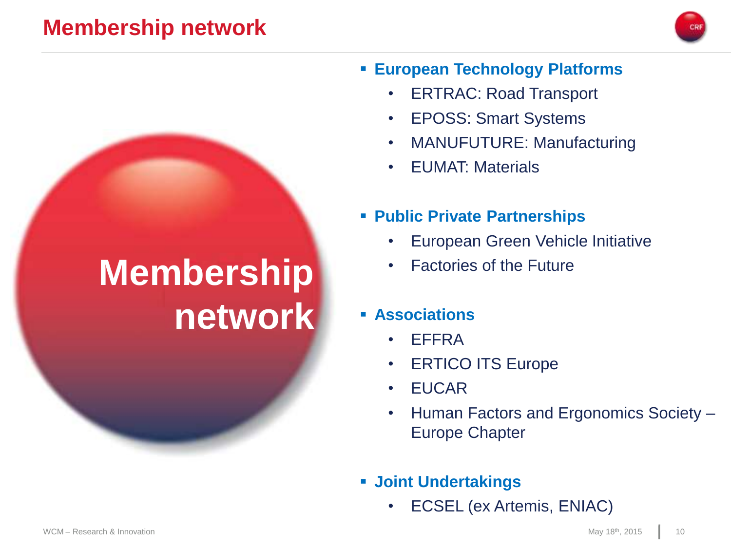# Membership network

Membership network

- **European Technology Platforms**
  - ERTRAC: Road Transport
  - EPOSS: Smart Systems
  - MANUFUTURE: Manufacturing
  - EUMAT: Materials
- **Public Private Partnerships**
  - European Green Vehicle Initiative
  - Factories of the Future
- **Associations**
  - EFFRA
  - ERTICO ITS Europe
  - EUCAR
  - Human Factors and Ergonomics Society – Europe Chapter
- **Joint Undertakings**
  - ECSEL (ex Artemis, ENIAC)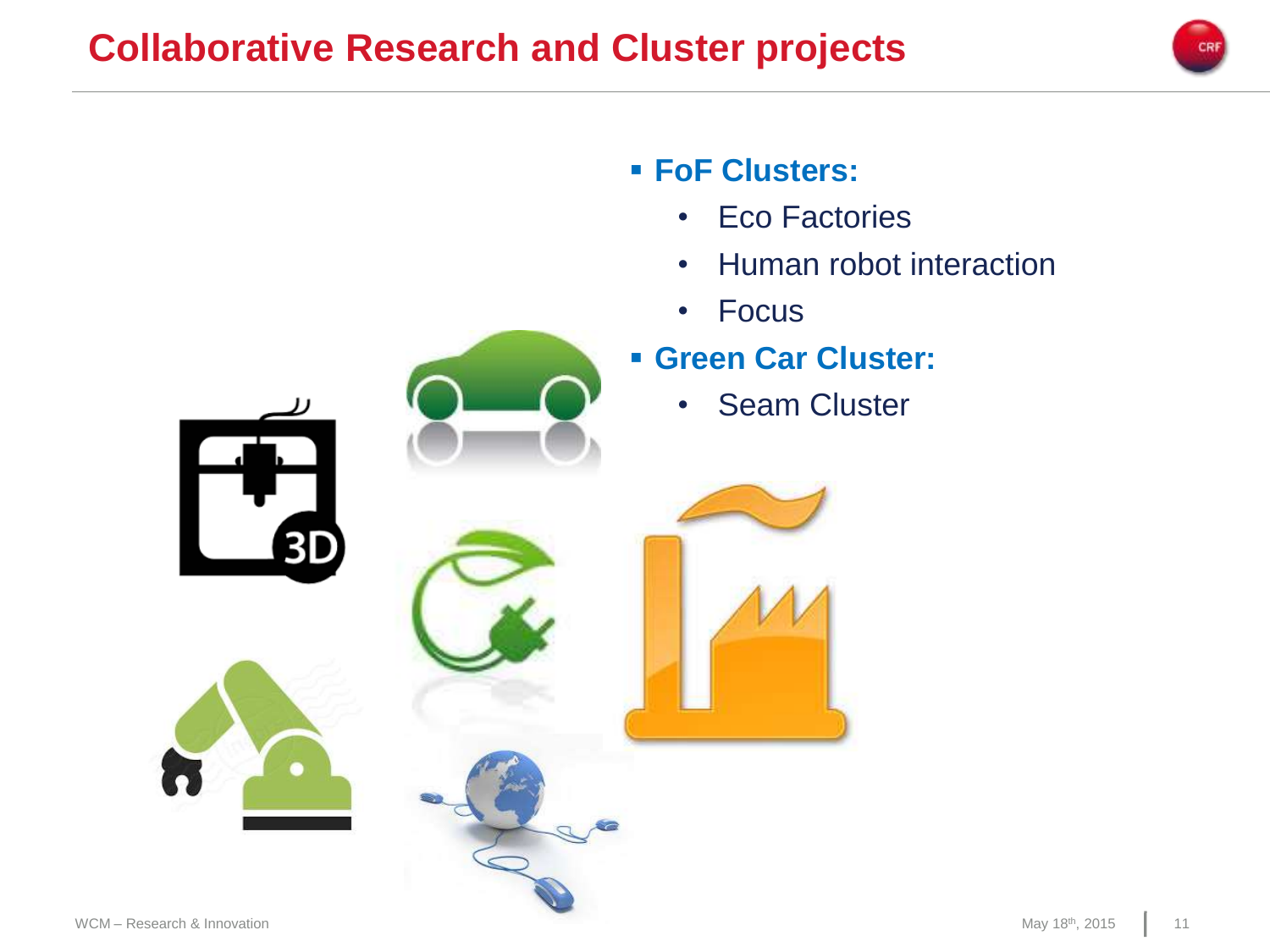# Collaborative Research and Cluster projects

- **FoF Clusters:**
  - Eco Factories
  - Human robot interaction
  - Focus
- **Green Car Cluster:**
  - Seam Cluster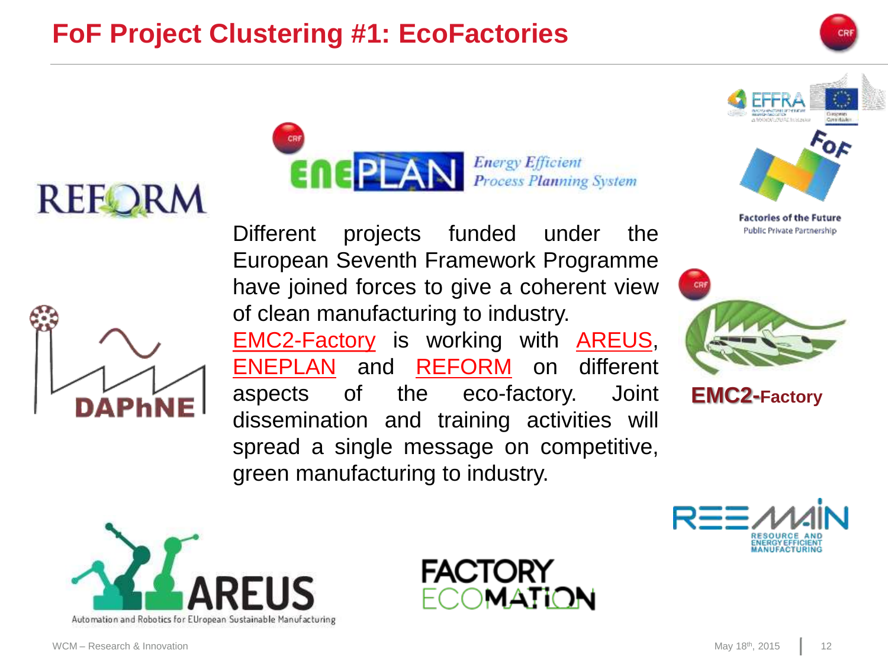# FoF Project Clustering #1: EcoFactories

Different projects funded under the European Seventh Framework Programme have joined forces to give a coherent view of clean manufacturing to industry.

EMC2-Factory is working with AREUS, ENEPLAN and REFORM on different aspects of the eco-factory. Joint dissemination and training activities will spread a single message on competitive, green manufacturing to industry.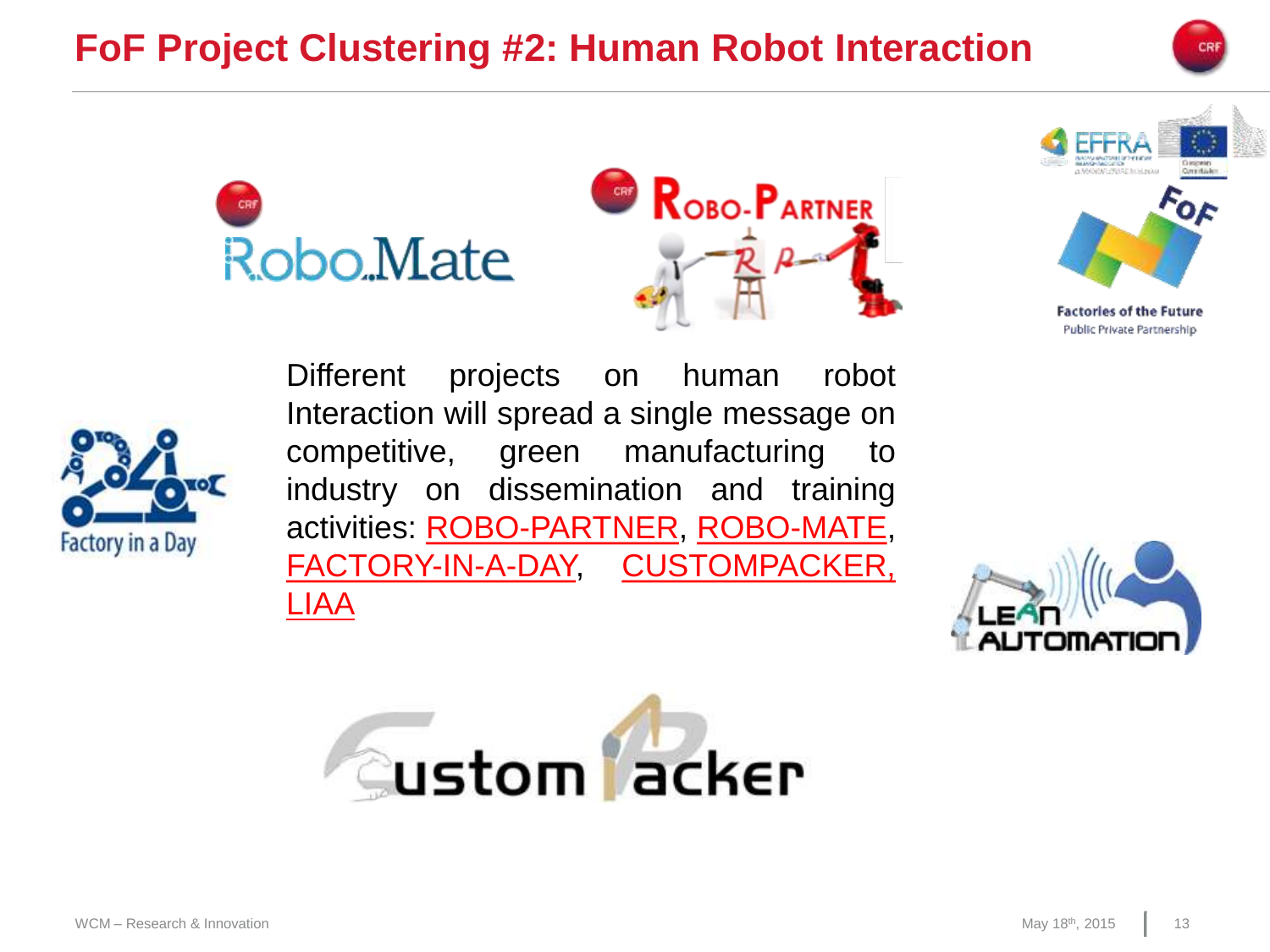# FoF Project Clustering #2: Human Robot Interaction

Different projects on human robot Interaction will spread a single message on competitive, green manufacturing to industry on dissemination and training activities: ROBO-PARTNER, ROBO-MATE, FACTORY-IN-A-DAY, CUSTOMPACKER, LIAA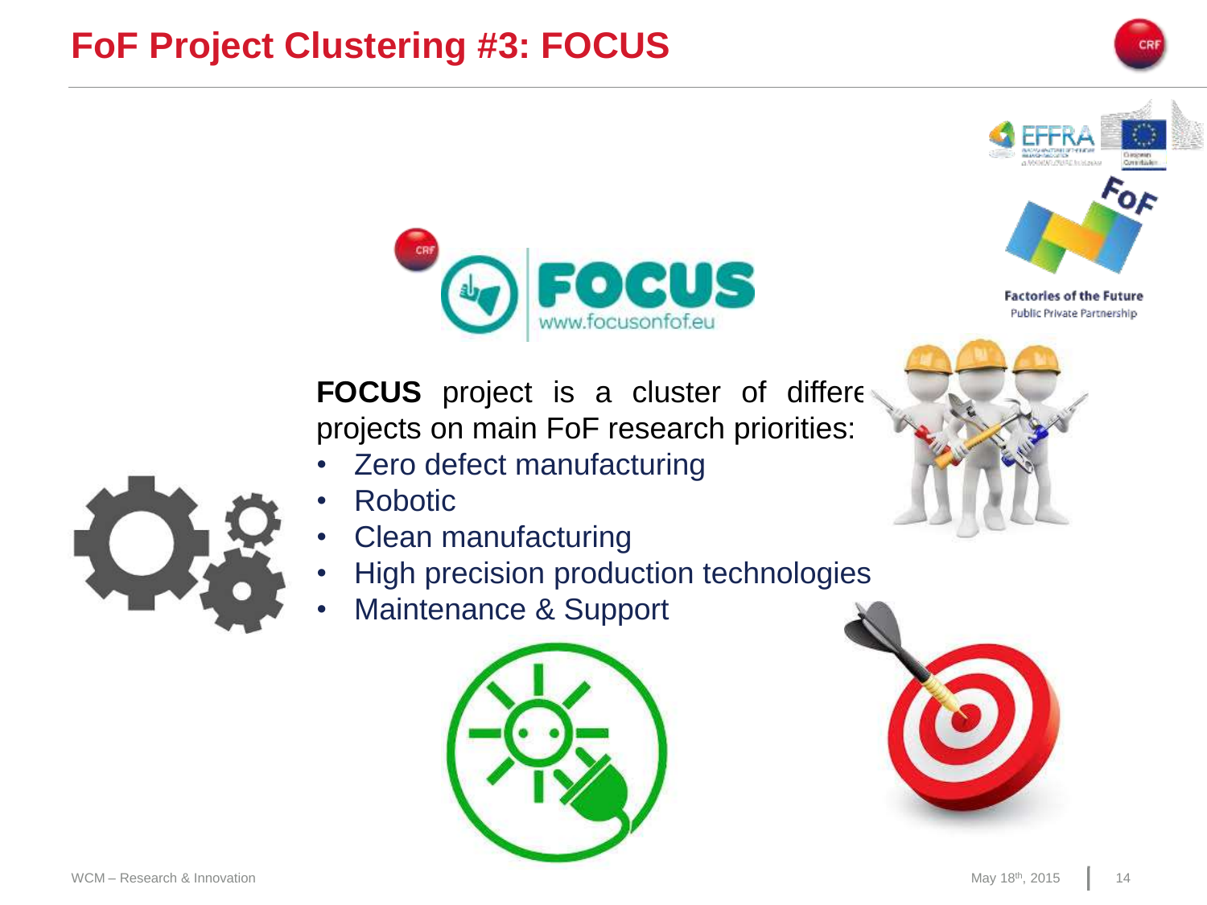# FoF Project Clustering #3: FOCUS

FOCUS
www.focusonfof.eu

**FOCUS** project is a cluster of differe projects on main FoF research priorities:

- Zero defect manufacturing
- Robotic
- Clean manufacturing
- High precision production technologies
- Maintenance & Support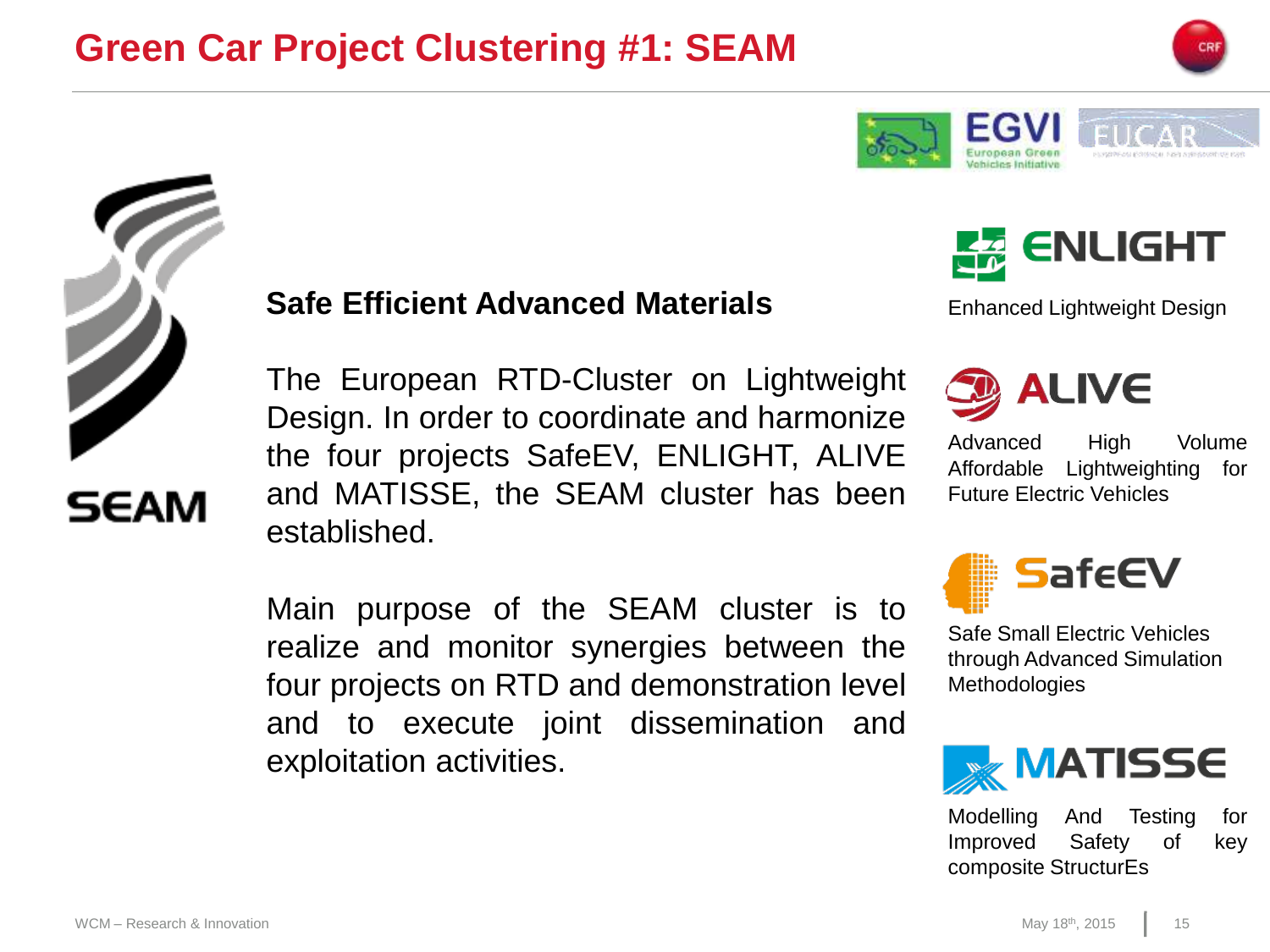# Green Car Project Clustering #1: SEAM

EGVI European Green Vehicles Initiative

EUCAR

SEAM

### Safe Efficient Advanced Materials

The European RTD-Cluster on Lightweight Design. In order to coordinate and harmonize the four projects SafeEV, ENLIGHT, ALIVE and MATISSE, the SEAM cluster has been established.

Main purpose of the SEAM cluster is to realize and monitor synergies between the four projects on RTD and demonstration level and to execute joint dissemination and exploitation activities.

**ENLIGHT**

Enhanced Lightweight Design

**ALIVE**

Advanced High Volume Affordable Lightweighting for Future Electric Vehicles

**SafeEV**

Safe Small Electric Vehicles through Advanced Simulation Methodologies

**MATISSE**

Modelling And Testing for Improved Safety of key composite StructurEs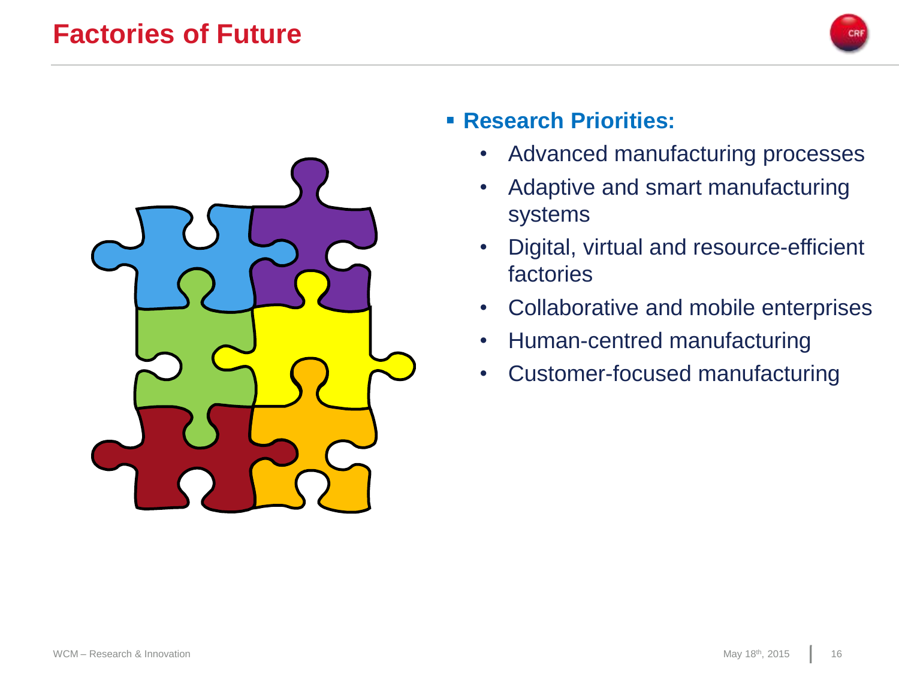# Factories of Future

- **Research Priorities:**
  - Advanced manufacturing processes
  - Adaptive and smart manufacturing systems
  - Digital, virtual and resource-efficient factories
  - Collaborative and mobile enterprises
  - Human-centred manufacturing
  - Customer-focused manufacturing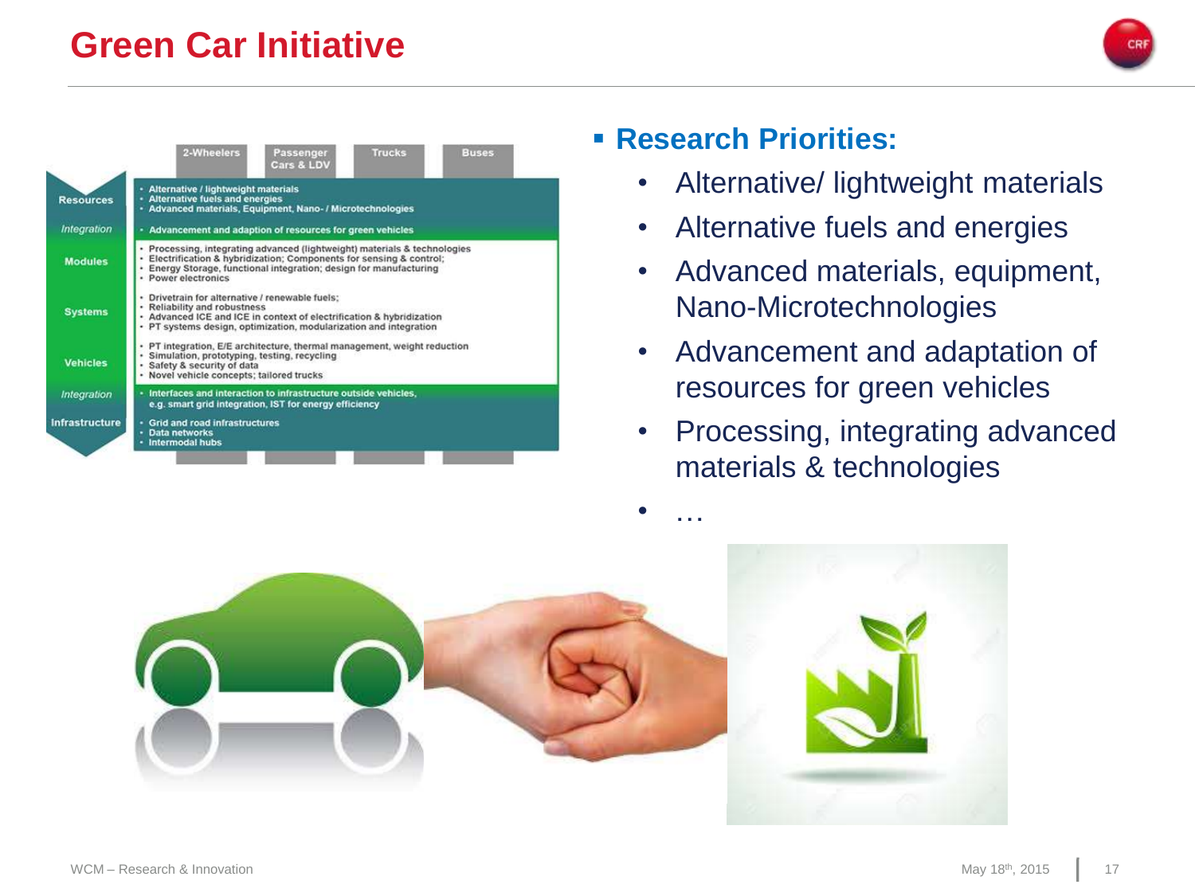# Green Car Initiative

| | 2-Wheelers | Passenger Cars & LDV | Trucks | Buses |
|---|---|---|---|---|
| Resources | • Alternative / lightweight materials<br>• Alternative fuels and energies<br>• Advanced materials, Equipment, Nano- / Microtechnologies | | | |
| *Integration* | • Advancement and adaption of resources for green vehicles | | | |
| Modules | • Processing, integrating advanced (lightweight) materials & technologies<br>• Electrification & hybridization; Components for sensing & control;<br>• Energy Storage, functional integration; design for manufacturing<br>• Power electronics | | | |
| Systems | • Drivetrain for alternative / renewable fuels;<br>• Reliability and robustness<br>• Advanced ICE and ICE in context of electrification & hybridization<br>• PT systems design, optimization, modularization and integration | | | |
| Vehicles | • PT integration, E/E architecture, thermal management, weight reduction<br>• Simulation, prototyping, testing, recycling<br>• Safety & security of data<br>• Novel vehicle concepts; tailored trucks | | | |
| *Integration* | • Interfaces and interaction to infrastructure outside vehicles, e.g. smart grid integration, IST for energy efficiency | | | |
| Infrastructure | • Grid and road infrastructures<br>• Data networks<br>• Intermodal hubs | | | |

- **Research Priorities:**
  - Alternative/ lightweight materials
  - Alternative fuels and energies
  - Advanced materials, equipment, Nano-Microtechnologies
  - Advancement and adaptation of resources for green vehicles
  - Processing, integrating advanced materials & technologies
  - …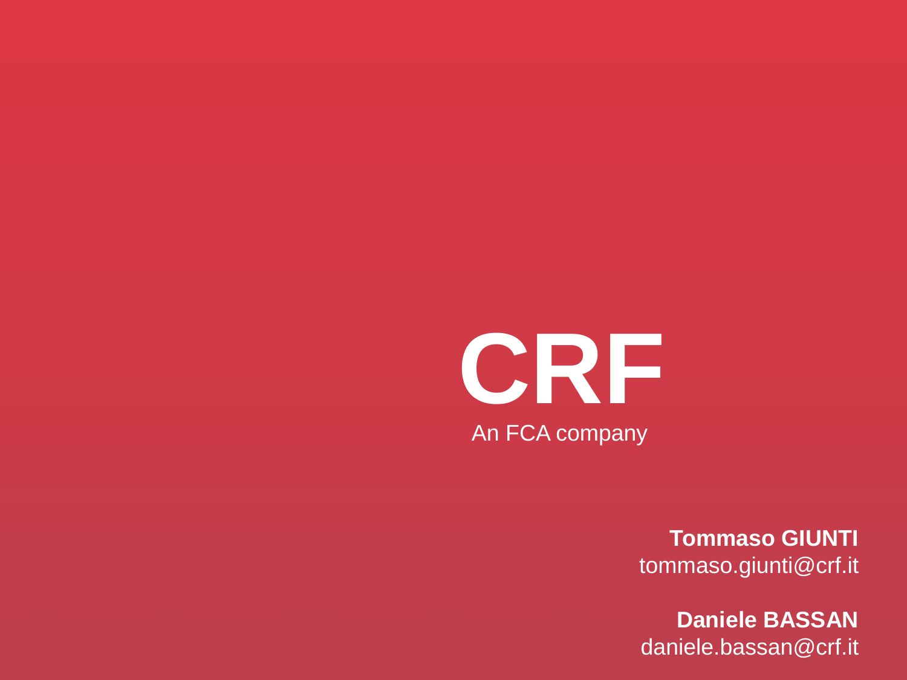# CRF

An FCA company

**Tommaso GIUNTI**
tommaso.giunti@crf.it

**Daniele BASSAN**
daniele.bassan@crf.it